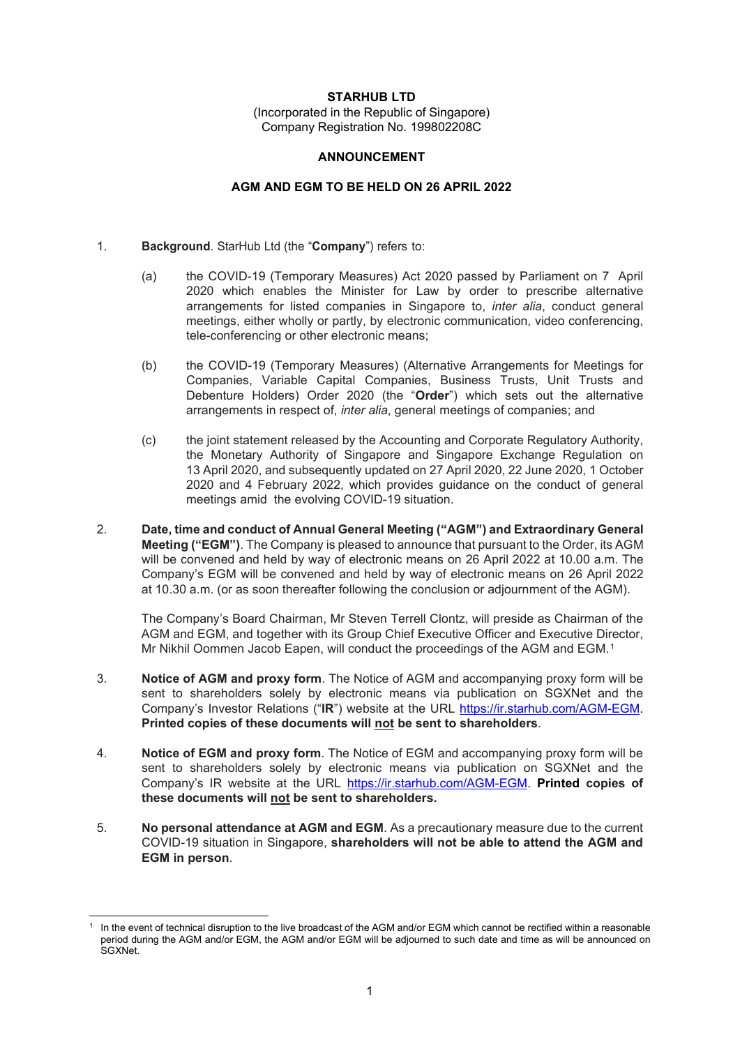**STARHUB LTD**

(Incorporated in the Republic of Singapore)
Company Registration No. 199802208C

**ANNOUNCEMENT**

**AGM AND EGM TO BE HELD ON 26 APRIL 2022**

1. **Background**. StarHub Ltd (the "**Company**") refers to:

   (a) the COVID-19 (Temporary Measures) Act 2020 passed by Parliament on 7 April 2020 which enables the Minister for Law by order to prescribe alternative arrangements for listed companies in Singapore to, *inter alia*, conduct general meetings, either wholly or partly, by electronic communication, video conferencing, tele-conferencing or other electronic means;

   (b) the COVID-19 (Temporary Measures) (Alternative Arrangements for Meetings for Companies, Variable Capital Companies, Business Trusts, Unit Trusts and Debenture Holders) Order 2020 (the "**Order**") which sets out the alternative arrangements in respect of, *inter alia*, general meetings of companies; and

   (c) the joint statement released by the Accounting and Corporate Regulatory Authority, the Monetary Authority of Singapore and Singapore Exchange Regulation on 13 April 2020, and subsequently updated on 27 April 2020, 22 June 2020, 1 October 2020 and 4 February 2022, which provides guidance on the conduct of general meetings amid the evolving COVID-19 situation.

2. **Date, time and conduct of Annual General Meeting ("AGM") and Extraordinary General Meeting ("EGM")**. The Company is pleased to announce that pursuant to the Order, its AGM will be convened and held by way of electronic means on 26 April 2022 at 10.00 a.m. The Company's EGM will be convened and held by way of electronic means on 26 April 2022 at 10.30 a.m. (or as soon thereafter following the conclusion or adjournment of the AGM).

   The Company's Board Chairman, Mr Steven Terrell Clontz, will preside as Chairman of the AGM and EGM, and together with its Group Chief Executive Officer and Executive Director, Mr Nikhil Oommen Jacob Eapen, will conduct the proceedings of the AGM and EGM.[1]

3. **Notice of AGM and proxy form**. The Notice of AGM and accompanying proxy form will be sent to shareholders solely by electronic means via publication on SGXNet and the Company's Investor Relations ("**IR**") website at the URL https://ir.starhub.com/AGM-EGM. **Printed copies of these documents will not be sent to shareholders**.

4. **Notice of EGM and proxy form**. The Notice of EGM and accompanying proxy form will be sent to shareholders solely by electronic means via publication on SGXNet and the Company's IR website at the URL https://ir.starhub.com/AGM-EGM. **Printed copies of these documents will not be sent to shareholders.**

5. **No personal attendance at AGM and EGM**. As a precautionary measure due to the current COVID-19 situation in Singapore, **shareholders will not be able to attend the AGM and EGM in person**.

---

[1] In the event of technical disruption to the live broadcast of the AGM and/or EGM which cannot be rectified within a reasonable period during the AGM and/or EGM, the AGM and/or EGM will be adjourned to such date and time as will be announced on SGXNet.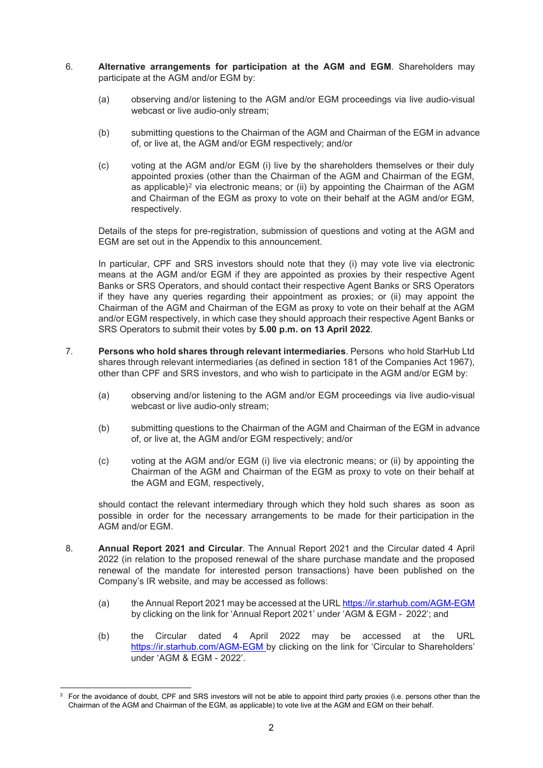6. **Alternative arrangements for participation at the AGM and EGM**. Shareholders may participate at the AGM and/or EGM by:

   (a) observing and/or listening to the AGM and/or EGM proceedings via live audio-visual webcast or live audio-only stream;

   (b) submitting questions to the Chairman of the AGM and Chairman of the EGM in advance of, or live at, the AGM and/or EGM respectively; and/or

   (c) voting at the AGM and/or EGM (i) live by the shareholders themselves or their duly appointed proxies (other than the Chairman of the AGM and Chairman of the EGM, as applicable)[2] via electronic means; or (ii) by appointing the Chairman of the AGM and Chairman of the EGM as proxy to vote on their behalf at the AGM and/or EGM, respectively.

   Details of the steps for pre-registration, submission of questions and voting at the AGM and EGM are set out in the Appendix to this announcement.

   In particular, CPF and SRS investors should note that they (i) may vote live via electronic means at the AGM and/or EGM if they are appointed as proxies by their respective Agent Banks or SRS Operators, and should contact their respective Agent Banks or SRS Operators if they have any queries regarding their appointment as proxies; or (ii) may appoint the Chairman of the AGM and Chairman of the EGM as proxy to vote on their behalf at the AGM and/or EGM respectively, in which case they should approach their respective Agent Banks or SRS Operators to submit their votes by **5.00 p.m. on 13 April 2022**.

7. **Persons who hold shares through relevant intermediaries**. Persons who hold StarHub Ltd shares through relevant intermediaries (as defined in section 181 of the Companies Act 1967), other than CPF and SRS investors, and who wish to participate in the AGM and/or EGM by:

   (a) observing and/or listening to the AGM and/or EGM proceedings via live audio-visual webcast or live audio-only stream;

   (b) submitting questions to the Chairman of the AGM and Chairman of the EGM in advance of, or live at, the AGM and/or EGM respectively; and/or

   (c) voting at the AGM and/or EGM (i) live via electronic means; or (ii) by appointing the Chairman of the AGM and Chairman of the EGM as proxy to vote on their behalf at the AGM and EGM, respectively,

   should contact the relevant intermediary through which they hold such shares as soon as possible in order for the necessary arrangements to be made for their participation in the AGM and/or EGM.

8. **Annual Report 2021 and Circular**. The Annual Report 2021 and the Circular dated 4 April 2022 (in relation to the proposed renewal of the share purchase mandate and the proposed renewal of the mandate for interested person transactions) have been published on the Company's IR website, and may be accessed as follows:

   (a) the Annual Report 2021 may be accessed at the URL https://ir.starhub.com/AGM-EGM by clicking on the link for 'Annual Report 2021' under 'AGM & EGM - 2022'; and

   (b) the Circular dated 4 April 2022 may be accessed at the URL https://ir.starhub.com/AGM-EGM by clicking on the link for 'Circular to Shareholders' under 'AGM & EGM - 2022'.

---

[2] For the avoidance of doubt, CPF and SRS investors will not be able to appoint third party proxies (i.e. persons other than the Chairman of the AGM and Chairman of the EGM, as applicable) to vote live at the AGM and EGM on their behalf.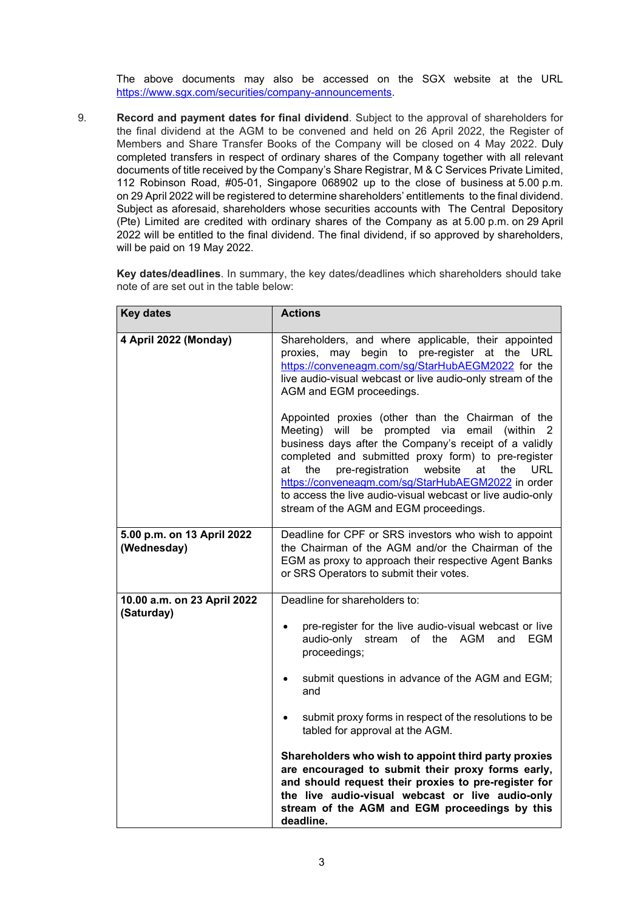The above documents may also be accessed on the SGX website at the URL https://www.sgx.com/securities/company-announcements.

9. **Record and payment dates for final dividend**. Subject to the approval of shareholders for the final dividend at the AGM to be convened and held on 26 April 2022, the Register of Members and Share Transfer Books of the Company will be closed on 4 May 2022. Duly completed transfers in respect of ordinary shares of the Company together with all relevant documents of title received by the Company's Share Registrar, M & C Services Private Limited, 112 Robinson Road, #05-01, Singapore 068902 up to the close of business at 5.00 p.m. on 29 April 2022 will be registered to determine shareholders' entitlements to the final dividend. Subject as aforesaid, shareholders whose securities accounts with The Central Depository (Pte) Limited are credited with ordinary shares of the Company as at 5.00 p.m. on 29 April 2022 will be entitled to the final dividend. The final dividend, if so approved by shareholders, will be paid on 19 May 2022.

**Key dates/deadlines**. In summary, the key dates/deadlines which shareholders should take note of are set out in the table below:

| Key dates | Actions |
|---|---|
| **4 April 2022 (Monday)** | Shareholders, and where applicable, their appointed proxies, may begin to pre-register at the URL https://conveneagm.com/sg/StarHubAEGM2022 for the live audio-visual webcast or live audio-only stream of the AGM and EGM proceedings.<br><br>Appointed proxies (other than the Chairman of the Meeting) will be prompted via email (within 2 business days after the Company's receipt of a validly completed and submitted proxy form) to pre-register at the pre-registration website at the URL https://conveneagm.com/sg/StarHubAEGM2022 in order to access the live audio-visual webcast or live audio-only stream of the AGM and EGM proceedings. |
| **5.00 p.m. on 13 April 2022 (Wednesday)** | Deadline for CPF or SRS investors who wish to appoint the Chairman of the AGM and/or the Chairman of the EGM as proxy to approach their respective Agent Banks or SRS Operators to submit their votes. |
| **10.00 a.m. on 23 April 2022 (Saturday)** | Deadline for shareholders to:<br><br>• pre-register for the live audio-visual webcast or live audio-only stream of the AGM and EGM proceedings;<br><br>• submit questions in advance of the AGM and EGM; and<br><br>• submit proxy forms in respect of the resolutions to be tabled for approval at the AGM.<br><br>**Shareholders who wish to appoint third party proxies are encouraged to submit their proxy forms early, and should request their proxies to pre-register for the live audio-visual webcast or live audio-only stream of the AGM and EGM proceedings by this deadline.** |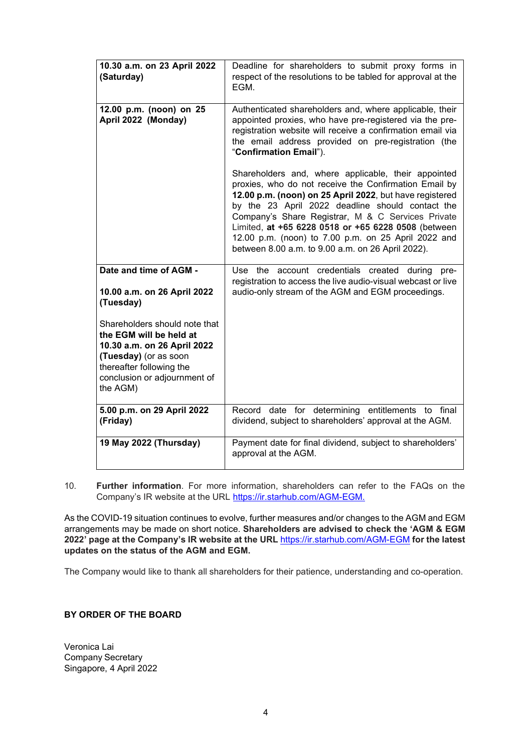| | |
|---|---|
| **10.30 a.m. on 23 April 2022 (Saturday)** | Deadline for shareholders to submit proxy forms in respect of the resolutions to be tabled for approval at the EGM. |
| **12.00 p.m. (noon) on 25 April 2022 (Monday)** | Authenticated shareholders and, where applicable, their appointed proxies, who have pre-registered via the pre-registration website will receive a confirmation email via the email address provided on pre-registration (the "**Confirmation Email**").<br><br>Shareholders and, where applicable, their appointed proxies, who do not receive the Confirmation Email by **12.00 p.m. (noon) on 25 April 2022**, but have registered by the 23 April 2022 deadline should contact the Company's Share Registrar, M & C Services Private Limited, **at +65 6228 0518 or +65 6228 0508** (between 12.00 p.m. (noon) to 7.00 p.m. on 25 April 2022 and between 8.00 a.m. to 9.00 a.m. on 26 April 2022). |
| **Date and time of AGM -**<br><br>**10.00 a.m. on 26 April 2022 (Tuesday)**<br><br>Shareholders should note that **the EGM will be held at 10.30 a.m. on 26 April 2022 (Tuesday)** (or as soon thereafter following the conclusion or adjournment of the AGM) | Use the account credentials created during pre-registration to access the live audio-visual webcast or live audio-only stream of the AGM and EGM proceedings. |
| **5.00 p.m. on 29 April 2022 (Friday)** | Record date for determining entitlements to final dividend, subject to shareholders' approval at the AGM. |
| **19 May 2022 (Thursday)** | Payment date for final dividend, subject to shareholders' approval at the AGM. |

10. **Further information**. For more information, shareholders can refer to the FAQs on the Company's IR website at the URL https://ir.starhub.com/AGM-EGM.

As the COVID-19 situation continues to evolve, further measures and/or changes to the AGM and EGM arrangements may be made on short notice. **Shareholders are advised to check the 'AGM & EGM 2022' page at the Company's IR website at the URL https://ir.starhub.com/AGM-EGM for the latest updates on the status of the AGM and EGM.**

The Company would like to thank all shareholders for their patience, understanding and co-operation.

**BY ORDER OF THE BOARD**

Veronica Lai
Company Secretary
Singapore, 4 April 2022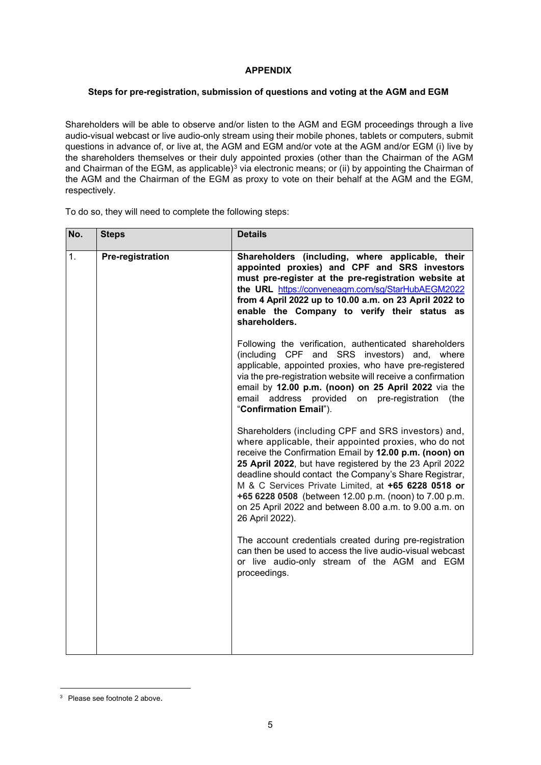**APPENDIX**

**Steps for pre-registration, submission of questions and voting at the AGM and EGM**

Shareholders will be able to observe and/or listen to the AGM and EGM proceedings through a live audio-visual webcast or live audio-only stream using their mobile phones, tablets or computers, submit questions in advance of, or live at, the AGM and EGM and/or vote at the AGM and/or EGM (i) live by the shareholders themselves or their duly appointed proxies (other than the Chairman of the AGM and Chairman of the EGM, as applicable)[3] via electronic means; or (ii) by appointing the Chairman of the AGM and the Chairman of the EGM as proxy to vote on their behalf at the AGM and the EGM, respectively.

To do so, they will need to complete the following steps:

| No. | Steps | Details |
|---|---|---|
| 1. | **Pre-registration** | **Shareholders (including, where applicable, their appointed proxies) and CPF and SRS investors must pre-register at the pre-registration website at the URL** https://conveneagm.com/sg/StarHubAEGM2022 **from 4 April 2022 up to 10.00 a.m. on 23 April 2022 to enable the Company to verify their status as shareholders.**<br><br>Following the verification, authenticated shareholders (including CPF and SRS investors) and, where applicable, appointed proxies, who have pre-registered via the pre-registration website will receive a confirmation email by **12.00 p.m. (noon) on 25 April 2022** via the email address provided on pre-registration (the "**Confirmation Email**").<br><br>Shareholders (including CPF and SRS investors) and, where applicable, their appointed proxies, who do not receive the Confirmation Email by **12.00 p.m. (noon) on 25 April 2022**, but have registered by the 23 April 2022 deadline should contact the Company's Share Registrar, M & C Services Private Limited, at **+65 6228 0518 or +65 6228 0508** (between 12.00 p.m. (noon) to 7.00 p.m. on 25 April 2022 and between 8.00 a.m. to 9.00 a.m. on 26 April 2022).<br><br>The account credentials created during pre-registration can then be used to access the live audio-visual webcast or live audio-only stream of the AGM and EGM proceedings. |

[3] Please see footnote 2 above.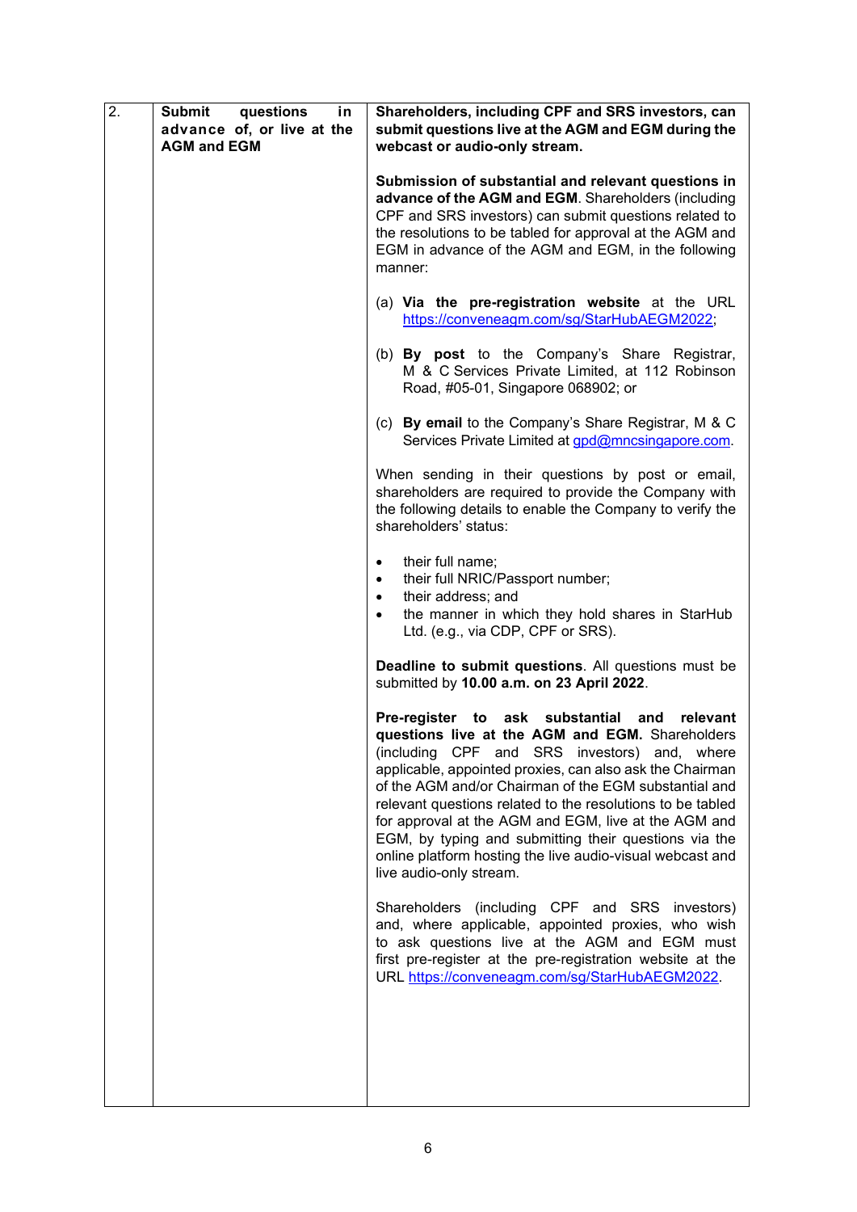| 2. | Submit questions in advance of, or live at the AGM and EGM | **Shareholders, including CPF and SRS investors, can submit questions live at the AGM and EGM during the webcast or audio-only stream.**<br><br>**Submission of substantial and relevant questions in advance of the AGM and EGM**. Shareholders (including CPF and SRS investors) can submit questions related to the resolutions to be tabled for approval at the AGM and EGM in advance of the AGM and EGM, in the following manner:<br><br>(a) **Via the pre-registration website** at the URL https://conveneagm.com/sg/StarHubAEGM2022;<br><br>(b) **By post** to the Company's Share Registrar, M & C Services Private Limited, at 112 Robinson Road, #05-01, Singapore 068902; or<br><br>(c) **By email** to the Company's Share Registrar, M & C Services Private Limited at gpd@mncsingapore.com.<br><br>When sending in their questions by post or email, shareholders are required to provide the Company with the following details to enable the Company to verify the shareholders' status:<br><br>• their full name;<br>• their full NRIC/Passport number;<br>• their address; and<br>• the manner in which they hold shares in StarHub Ltd. (e.g., via CDP, CPF or SRS).<br><br>**Deadline to submit questions**. All questions must be submitted by **10.00 a.m. on 23 April 2022**.<br><br>**Pre-register to ask substantial and relevant questions live at the AGM and EGM.** Shareholders (including CPF and SRS investors) and, where applicable, appointed proxies, can also ask the Chairman of the AGM and/or Chairman of the EGM substantial and relevant questions related to the resolutions to be tabled for approval at the AGM and EGM, live at the AGM and EGM, by typing and submitting their questions via the online platform hosting the live audio-visual webcast and live audio-only stream.<br><br>Shareholders (including CPF and SRS investors) and, where applicable, appointed proxies, who wish to ask questions live at the AGM and EGM must first pre-register at the pre-registration website at the URL https://conveneagm.com/sg/StarHubAEGM2022. |
|---|---|---|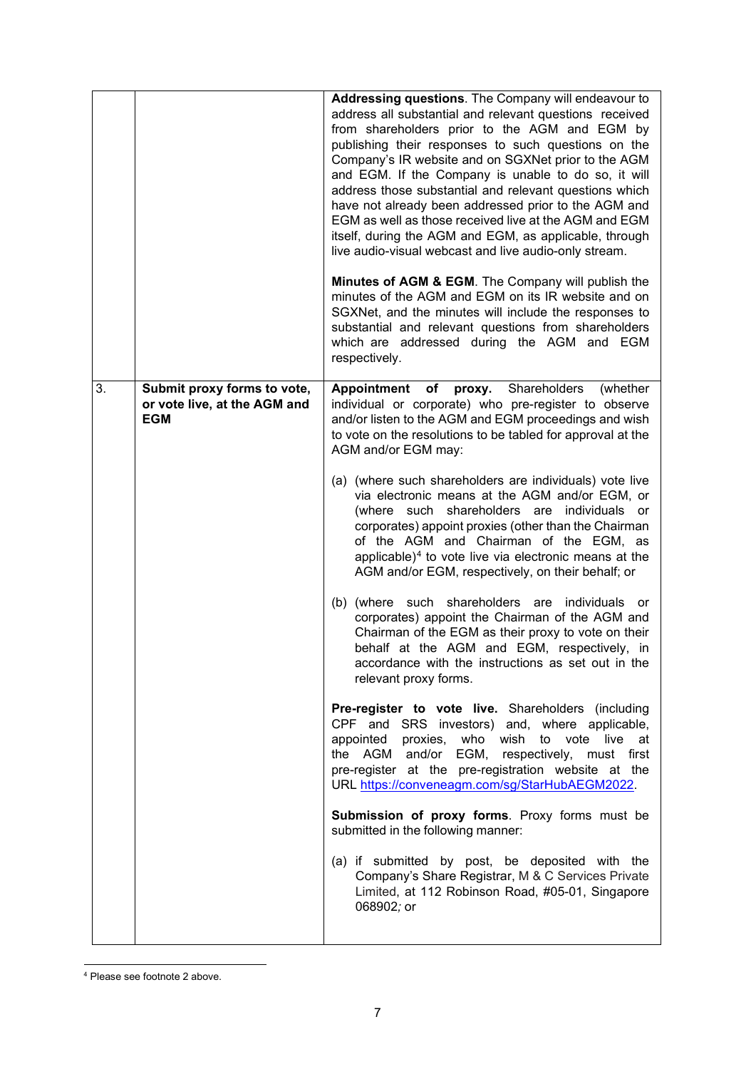| | | |
|---|---|---|
| | | **Addressing questions**. The Company will endeavour to address all substantial and relevant questions received from shareholders prior to the AGM and EGM by publishing their responses to such questions on the Company's IR website and on SGXNet prior to the AGM and EGM. If the Company is unable to do so, it will address those substantial and relevant questions which have not already been addressed prior to the AGM and EGM as well as those received live at the AGM and EGM itself, during the AGM and EGM, as applicable, through live audio-visual webcast and live audio-only stream.<br><br>**Minutes of AGM & EGM**. The Company will publish the minutes of the AGM and EGM on its IR website and on SGXNet, and the minutes will include the responses to substantial and relevant questions from shareholders which are addressed during the AGM and EGM respectively. |
| 3. | **Submit proxy forms to vote, or vote live, at the AGM and EGM** | **Appointment of proxy.** Shareholders (whether individual or corporate) who pre-register to observe and/or listen to the AGM and EGM proceedings and wish to vote on the resolutions to be tabled for approval at the AGM and/or EGM may:<br><br>(a) (where such shareholders are individuals) vote live via electronic means at the AGM and/or EGM, or (where such shareholders are individuals or corporates) appoint proxies (other than the Chairman of the AGM and Chairman of the EGM, as applicable)[4] to vote live via electronic means at the AGM and/or EGM, respectively, on their behalf; or<br><br>(b) (where such shareholders are individuals or corporates) appoint the Chairman of the AGM and Chairman of the EGM as their proxy to vote on their behalf at the AGM and EGM, respectively, in accordance with the instructions as set out in the relevant proxy forms.<br><br>**Pre-register to vote live.** Shareholders (including CPF and SRS investors) and, where applicable, appointed proxies, who wish to vote live at the AGM and/or EGM, respectively, must first pre-register at the pre-registration website at the URL https://conveneagm.com/sg/StarHubAEGM2022.<br><br>**Submission of proxy forms**. Proxy forms must be submitted in the following manner:<br><br>(a) if submitted by post, be deposited with the Company's Share Registrar, M & C Services Private Limited, at 112 Robinson Road, #05-01, Singapore 068902; or |

[4] Please see footnote 2 above.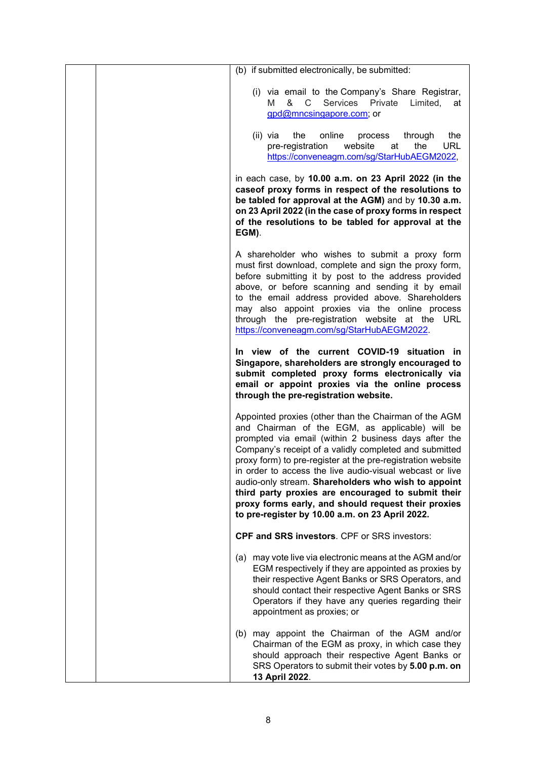| | | |
|---|---|---|
| | | (b) if submitted electronically, be submitted:<br><br>(i) via email to the Company's Share Registrar, M & C Services Private Limited, at gpd@mncsingapore.com; or<br><br>(ii) via the online process through the pre-registration website at the URL https://conveneagm.com/sg/StarHubAEGM2022,<br><br>in each case, by **10.00 a.m. on 23 April 2022 (in the caseof proxy forms in respect of the resolutions to be tabled for approval at the AGM)** and by **10.30 a.m. on 23 April 2022 (in the case of proxy forms in respect of the resolutions to be tabled for approval at the EGM)**.<br><br>A shareholder who wishes to submit a proxy form must first download, complete and sign the proxy form, before submitting it by post to the address provided above, or before scanning and sending it by email to the email address provided above. Shareholders may also appoint proxies via the online process through the pre-registration website at the URL https://conveneagm.com/sg/StarHubAEGM2022.<br><br>**In view of the current COVID-19 situation in Singapore, shareholders are strongly encouraged to submit completed proxy forms electronically via email or appoint proxies via the online process through the pre-registration website.**<br><br>Appointed proxies (other than the Chairman of the AGM and Chairman of the EGM, as applicable) will be prompted via email (within 2 business days after the Company's receipt of a validly completed and submitted proxy form) to pre-register at the pre-registration website in order to access the live audio-visual webcast or live audio-only stream. **Shareholders who wish to appoint third party proxies are encouraged to submit their proxy forms early, and should request their proxies to pre-register by 10.00 a.m. on 23 April 2022.**<br><br>**CPF and SRS investors**. CPF or SRS investors:<br><br>(a) may vote live via electronic means at the AGM and/or EGM respectively if they are appointed as proxies by their respective Agent Banks or SRS Operators, and should contact their respective Agent Banks or SRS Operators if they have any queries regarding their appointment as proxies; or<br><br>(b) may appoint the Chairman of the AGM and/or Chairman of the EGM as proxy, in which case they should approach their respective Agent Banks or SRS Operators to submit their votes by **5.00 p.m. on 13 April 2022**. |